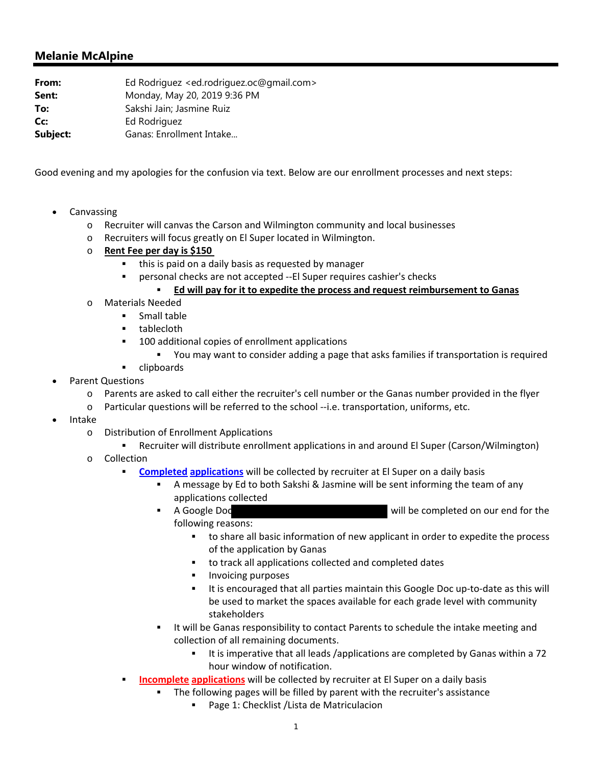## Melanie McAlpine

**From:** Ed Rodriguez <ed.rodriguez.oc@gmail.com>
**Sent:** Monday, May 20, 2019 9:36 PM
**To:** Sakshi Jain; Jasmine Ruiz
**Cc:** Ed Rodriguez
**Subject:** Ganas: Enrollment Intake...

Good evening and my apologies for the confusion via text. Below are our enrollment processes and next steps:

- Canvassing
  - Recruiter will canvas the Carson and Wilmington community and local businesses
  - Recruiters will focus greatly on El Super located in Wilmington.
  - **Rent Fee per day is $150**
    - this is paid on a daily basis as requested by manager
    - personal checks are not accepted --El Super requires cashier's checks
      - **Ed will pay for it to expedite the process and request reimbursement to Ganas**
  - Materials Needed
    - Small table
    - tablecloth
    - 100 additional copies of enrollment applications
      - You may want to consider adding a page that asks families if transportation is required
    - clipboards
- Parent Questions
  - Parents are asked to call either the recruiter's cell number or the Ganas number provided in the flyer
  - Particular questions will be referred to the school --i.e. transportation, uniforms, etc.
- Intake
  - Distribution of Enrollment Applications
    - Recruiter will distribute enrollment applications in and around El Super (Carson/Wilmington)
  - Collection
    - **Completed applications** will be collected by recruiter at El Super on a daily basis
      - A message by Ed to both Sakshi & Jasmine will be sent informing the team of any applications collected
      - A Google Doc [REDACTED] will be completed on our end for the following reasons:
        - to share all basic information of new applicant in order to expedite the process of the application by Ganas
        - to track all applications collected and completed dates
        - Invoicing purposes
        - It is encouraged that all parties maintain this Google Doc up-to-date as this will be used to market the spaces available for each grade level with community stakeholders
      - It will be Ganas responsibility to contact Parents to schedule the intake meeting and collection of all remaining documents.
        - It is imperative that all leads /applications are completed by Ganas within a 72 hour window of notification.
    - **Incomplete applications** will be collected by recruiter at El Super on a daily basis
      - The following pages will be filled by parent with the recruiter's assistance
        - Page 1: Checklist /Lista de Matriculacion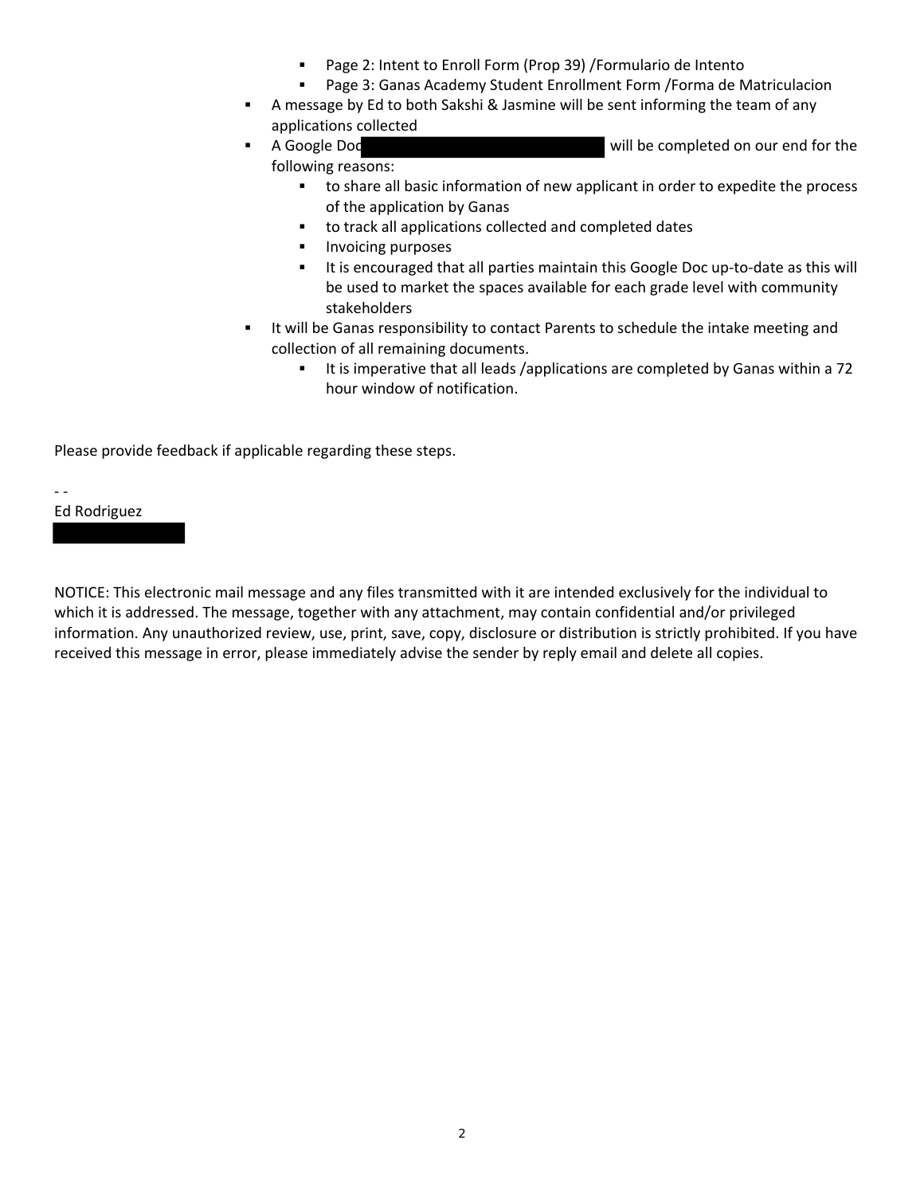- Page 2: Intent to Enroll Form (Prop 39) /Formulario de Intento
        - Page 3: Ganas Academy Student Enrollment Form /Forma de Matriculacion
    - A message by Ed to both Sakshi & Jasmine will be sent informing the team of any applications collected
    - A Google Doc ████████████████ will be completed on our end for the following reasons:
        - to share all basic information of new applicant in order to expedite the process of the application by Ganas
        - to track all applications collected and completed dates
        - Invoicing purposes
        - It is encouraged that all parties maintain this Google Doc up-to-date as this will be used to market the spaces available for each grade level with community stakeholders
    - It will be Ganas responsibility to contact Parents to schedule the intake meeting and collection of all remaining documents.
        - It is imperative that all leads /applications are completed by Ganas within a 72 hour window of notification.

Please provide feedback if applicable regarding these steps.

- -
Ed Rodriguez
████████

NOTICE: This electronic mail message and any files transmitted with it are intended exclusively for the individual to which it is addressed. The message, together with any attachment, may contain confidential and/or privileged information. Any unauthorized review, use, print, save, copy, disclosure or distribution is strictly prohibited. If you have received this message in error, please immediately advise the sender by reply email and delete all copies.